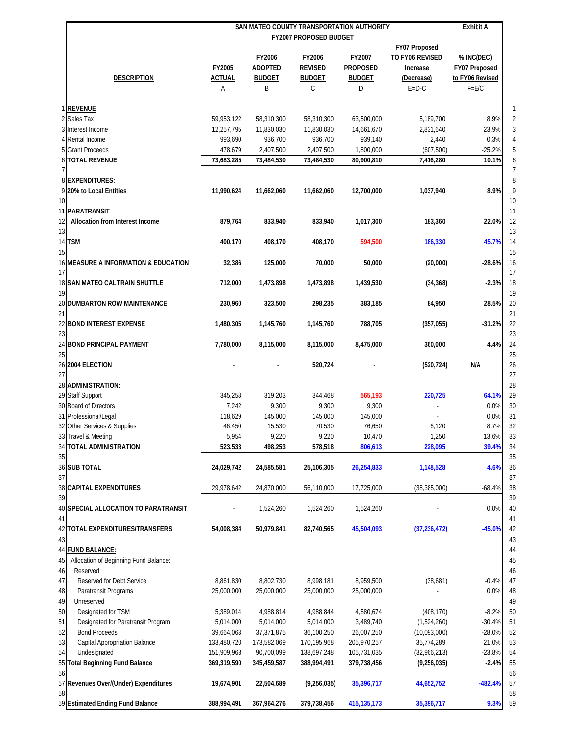# SAN MATEO COUNTY TRANSPORTATION AUTHORITY

## FY2007 PROPOSED BUDGET

Exhibit A

| | DESCRIPTION | FY2005 ACTUAL | FY2006 ADOPTED BUDGET | FY2006 REVISED BUDGET | FY2007 PROPOSED BUDGET | FY07 Proposed TO FY06 REVISED Increase (Decrease) | % INC(DEC) FY07 Proposed to FY06 Revised | |
|---|---|---|---|---|---|---|---|---|
| | | A | B | C | D | E=D-C | F=E/C | |
| 1 | **REVENUE** | | | | | | | 1 |
| 2 | Sales Tax | 59,953,122 | 58,310,300 | 58,310,300 | 63,500,000 | 5,189,700 | 8.9% | 2 |
| 3 | Interest Income | 12,257,795 | 11,830,030 | 11,830,030 | 14,661,670 | 2,831,640 | 23.9% | 3 |
| 4 | Rental Income | 993,690 | 936,700 | 936,700 | 939,140 | 2,440 | 0.3% | 4 |
| 5 | Grant Proceeds | 478,679 | 2,407,500 | 2,407,500 | 1,800,000 | (607,500) | -25.2% | 5 |
| 6 | **TOTAL REVENUE** | **73,683,285** | **73,484,530** | **73,484,530** | **80,900,810** | **7,416,280** | **10.1%** | 6 |
| 7 | | | | | | | | 7 |
| 8 | **EXPENDITURES:** | | | | | | | 8 |
| 9 | **20% to Local Entities** | **11,990,624** | **11,662,060** | **11,662,060** | **12,700,000** | **1,037,940** | **8.9%** | 9 |
| 10 | | | | | | | | 10 |
| 11 | **PARATRANSIT** | | | | | | | 11 |
| 12 | **Allocation from Interest Income** | **879,764** | **833,940** | **833,940** | **1,017,300** | **183,360** | **22.0%** | 12 |
| 13 | | | | | | | | 13 |
| 14 | **TSM** | **400,170** | **408,170** | **408,170** | **594,500** | **186,330** | **45.7%** | 14 |
| 15 | | | | | | | | 15 |
| 16 | **MEASURE A INFORMATION & EDUCATION** | **32,386** | **125,000** | **70,000** | **50,000** | **(20,000)** | **-28.6%** | 16 |
| 17 | | | | | | | | 17 |
| 18 | **SAN MATEO CALTRAIN SHUTTLE** | **712,000** | **1,473,898** | **1,473,898** | **1,439,530** | **(34,368)** | **-2.3%** | 18 |
| 19 | | | | | | | | 19 |
| 20 | **DUMBARTON ROW MAINTENANCE** | **230,960** | **323,500** | **298,235** | **383,185** | **84,950** | **28.5%** | 20 |
| 21 | | | | | | | | 21 |
| 22 | **BOND INTEREST EXPENSE** | **1,480,305** | **1,145,760** | **1,145,760** | **788,705** | **(357,055)** | **-31.2%** | 22 |
| 23 | | | | | | | | 23 |
| 24 | **BOND PRINCIPAL PAYMENT** | **7,780,000** | **8,115,000** | **8,115,000** | **8,475,000** | **360,000** | **4.4%** | 24 |
| 25 | | | | | | | | 25 |
| 26 | **2004 ELECTION** | - | - | **520,724** | - | **(520,724)** | **N/A** | 26 |
| 27 | | | | | | | | 27 |
| 28 | **ADMINISTRATION:** | | | | | | | 28 |
| 29 | Staff Support | 345,258 | 319,203 | 344,468 | 565,193 | 220,725 | 64.1% | 29 |
| 30 | Board of Directors | 7,242 | 9,300 | 9,300 | 9,300 | - | 0.0% | 30 |
| 31 | Professional/Legal | 118,629 | 145,000 | 145,000 | 145,000 | - | 0.0% | 31 |
| 32 | Other Services & Supplies | 46,450 | 15,530 | 70,530 | 76,650 | 6,120 | 8.7% | 32 |
| 33 | Travel & Meeting | 5,954 | 9,220 | 9,220 | 10,470 | 1,250 | 13.6% | 33 |
| 34 | **TOTAL ADMINISTRATION** | **523,533** | **498,253** | **578,518** | **806,613** | **228,095** | **39.4%** | 34 |
| 35 | | | | | | | | 35 |
| 36 | **SUB TOTAL** | **24,029,742** | **24,585,581** | **25,106,305** | **26,254,833** | **1,148,528** | **4.6%** | 36 |
| 37 | | | | | | | | 37 |
| 38 | **CAPITAL EXPENDITURES** | 29,978,642 | 24,870,000 | 56,110,000 | 17,725,000 | (38,385,000) | -68.4% | 38 |
| 39 | | | | | | | | 39 |
| 40 | **SPECIAL ALLOCATION TO PARATRANSIT** | - | 1,524,260 | 1,524,260 | 1,524,260 | - | 0.0% | 40 |
| 41 | | | | | | | | 41 |
| 42 | **TOTAL EXPENDITURES/TRANSFERS** | **54,008,384** | **50,979,841** | **82,740,565** | **45,504,093** | **(37,236,472)** | **-45.0%** | 42 |
| 43 | | | | | | | | 43 |
| 44 | **FUND BALANCE:** | | | | | | | 44 |
| 45 | Allocation of Beginning Fund Balance: | | | | | | | 45 |
| 46 | Reserved | | | | | | | 46 |
| 47 | Reserved for Debt Service | 8,861,830 | 8,802,730 | 8,998,181 | 8,959,500 | (38,681) | -0.4% | 47 |
| 48 | Paratransit Programs | 25,000,000 | 25,000,000 | 25,000,000 | 25,000,000 | - | 0.0% | 48 |
| 49 | Unreserved | | | | | | | 49 |
| 50 | Designated for TSM | 5,389,014 | 4,988,814 | 4,988,844 | 4,580,674 | (408,170) | -8.2% | 50 |
| 51 | Designated for Paratransit Program | 5,014,000 | 5,014,000 | 5,014,000 | 3,489,740 | (1,524,260) | -30.4% | 51 |
| 52 | Bond Proceeds | 39,664,063 | 37,371,875 | 36,100,250 | 26,007,250 | (10,093,000) | -28.0% | 52 |
| 53 | Capital Appropriation Balance | 133,480,720 | 173,582,069 | 170,195,968 | 205,970,257 | 35,774,289 | 21.0% | 53 |
| 54 | Undesignated | 151,909,963 | 90,700,099 | 138,697,248 | 105,731,035 | (32,966,213) | -23.8% | 54 |
| 55 | **Total Beginning Fund Balance** | **369,319,590** | **345,459,587** | **388,994,491** | **379,738,456** | **(9,256,035)** | **-2.4%** | 55 |
| 56 | | | | | | | | 56 |
| 57 | **Revenues Over/(Under) Expenditures** | **19,674,901** | **22,504,689** | **(9,256,035)** | **35,396,717** | **44,652,752** | **-482.4%** | 57 |
| 58 | | | | | | | | 58 |
| 59 | **Estimated Ending Fund Balance** | **388,994,491** | **367,964,276** | **379,738,456** | **415,135,173** | **35,396,717** | **9.3%** | 59 |